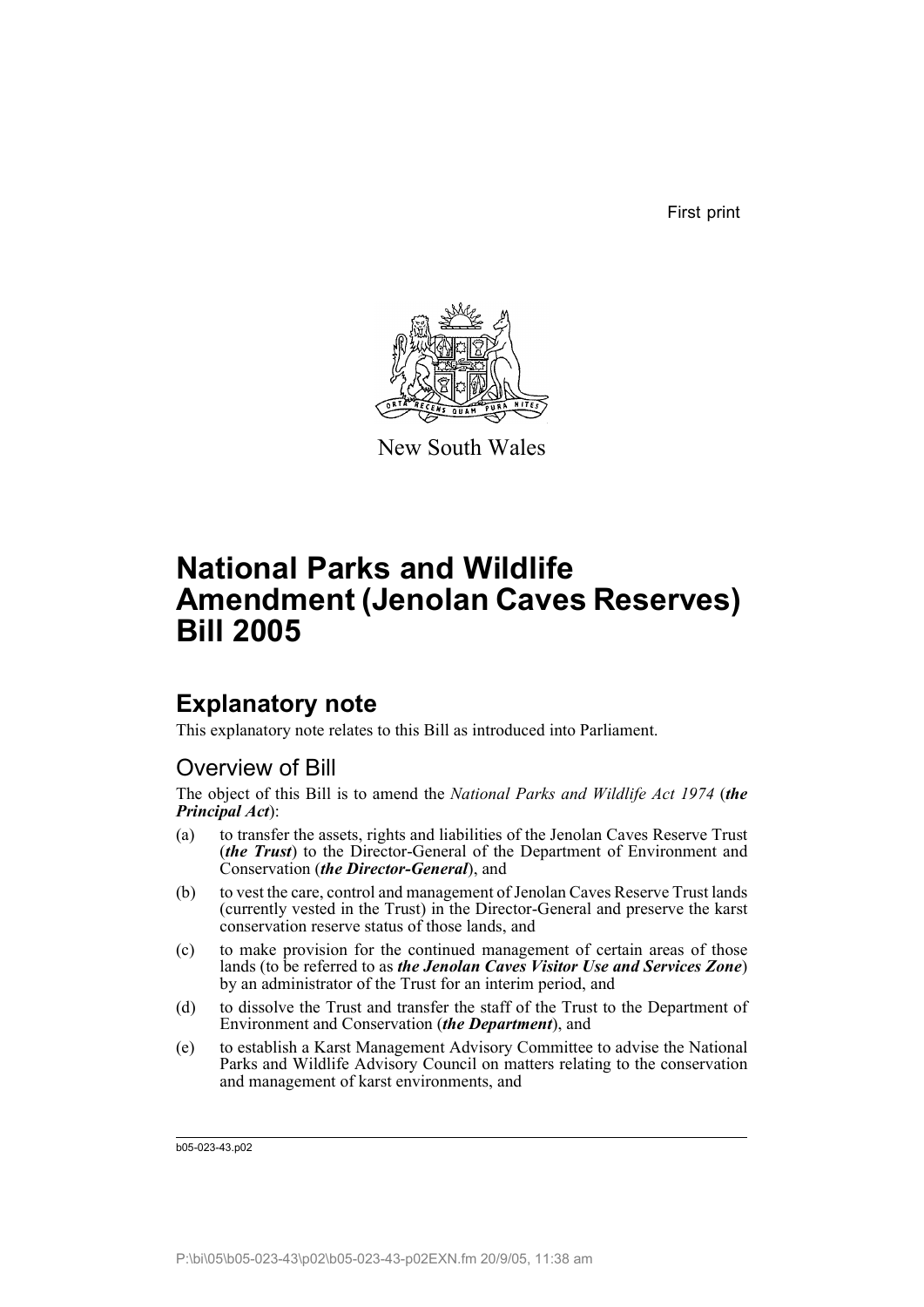First print

New South Wales

# National Parks and Wildlife Amendment (Jenolan Caves Reserves) Bill 2005

## Explanatory note

This explanatory note relates to this Bill as introduced into Parliament.

### Overview of Bill

The object of this Bill is to amend the *National Parks and Wildlife Act 1974* (***the Principal Act***):

(a) to transfer the assets, rights and liabilities of the Jenolan Caves Reserve Trust (***the Trust***) to the Director-General of the Department of Environment and Conservation (***the Director-General***), and

(b) to vest the care, control and management of Jenolan Caves Reserve Trust lands (currently vested in the Trust) in the Director-General and preserve the karst conservation reserve status of those lands, and

(c) to make provision for the continued management of certain areas of those lands (to be referred to as ***the Jenolan Caves Visitor Use and Services Zone***) by an administrator of the Trust for an interim period, and

(d) to dissolve the Trust and transfer the staff of the Trust to the Department of Environment and Conservation (***the Department***), and

(e) to establish a Karst Management Advisory Committee to advise the National Parks and Wildlife Advisory Council on matters relating to the conservation and management of karst environments, and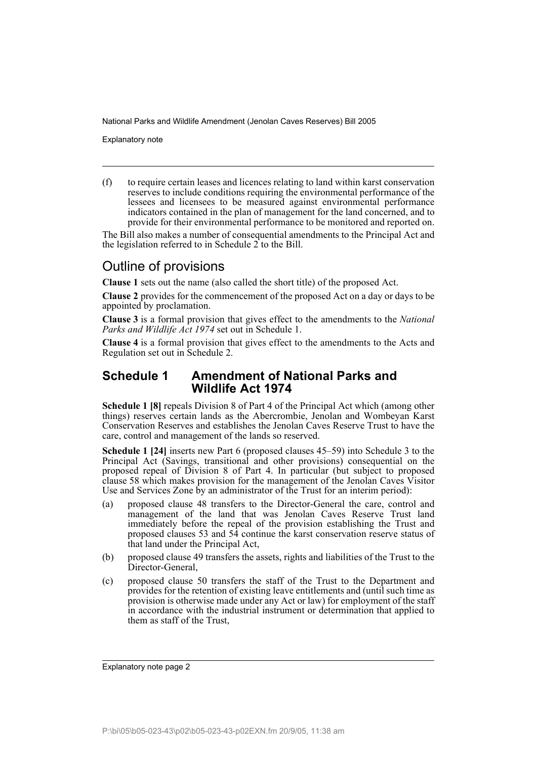(f) to require certain leases and licences relating to land within karst conservation reserves to include conditions requiring the environmental performance of the lessees and licensees to be measured against environmental performance indicators contained in the plan of management for the land concerned, and to provide for their environmental performance to be monitored and reported on.

The Bill also makes a number of consequential amendments to the Principal Act and the legislation referred to in Schedule 2 to the Bill.

## Outline of provisions

**Clause 1** sets out the name (also called the short title) of the proposed Act.

**Clause 2** provides for the commencement of the proposed Act on a day or days to be appointed by proclamation.

**Clause 3** is a formal provision that gives effect to the amendments to the *National Parks and Wildlife Act 1974* set out in Schedule 1.

**Clause 4** is a formal provision that gives effect to the amendments to the Acts and Regulation set out in Schedule 2.

## Schedule 1 Amendment of National Parks and Wildlife Act 1974

**Schedule 1 [8]** repeals Division 8 of Part 4 of the Principal Act which (among other things) reserves certain lands as the Abercrombie, Jenolan and Wombeyan Karst Conservation Reserves and establishes the Jenolan Caves Reserve Trust to have the care, control and management of the lands so reserved.

**Schedule 1 [24]** inserts new Part 6 (proposed clauses 45–59) into Schedule 3 to the Principal Act (Savings, transitional and other provisions) consequential on the proposed repeal of Division 8 of Part 4. In particular (but subject to proposed clause 58 which makes provision for the management of the Jenolan Caves Visitor Use and Services Zone by an administrator of the Trust for an interim period):

(a) proposed clause 48 transfers to the Director-General the care, control and management of the land that was Jenolan Caves Reserve Trust land immediately before the repeal of the provision establishing the Trust and proposed clauses 53 and 54 continue the karst conservation reserve status of that land under the Principal Act,

(b) proposed clause 49 transfers the assets, rights and liabilities of the Trust to the Director-General,

(c) proposed clause 50 transfers the staff of the Trust to the Department and provides for the retention of existing leave entitlements and (until such time as provision is otherwise made under any Act or law) for employment of the staff in accordance with the industrial instrument or determination that applied to them as staff of the Trust,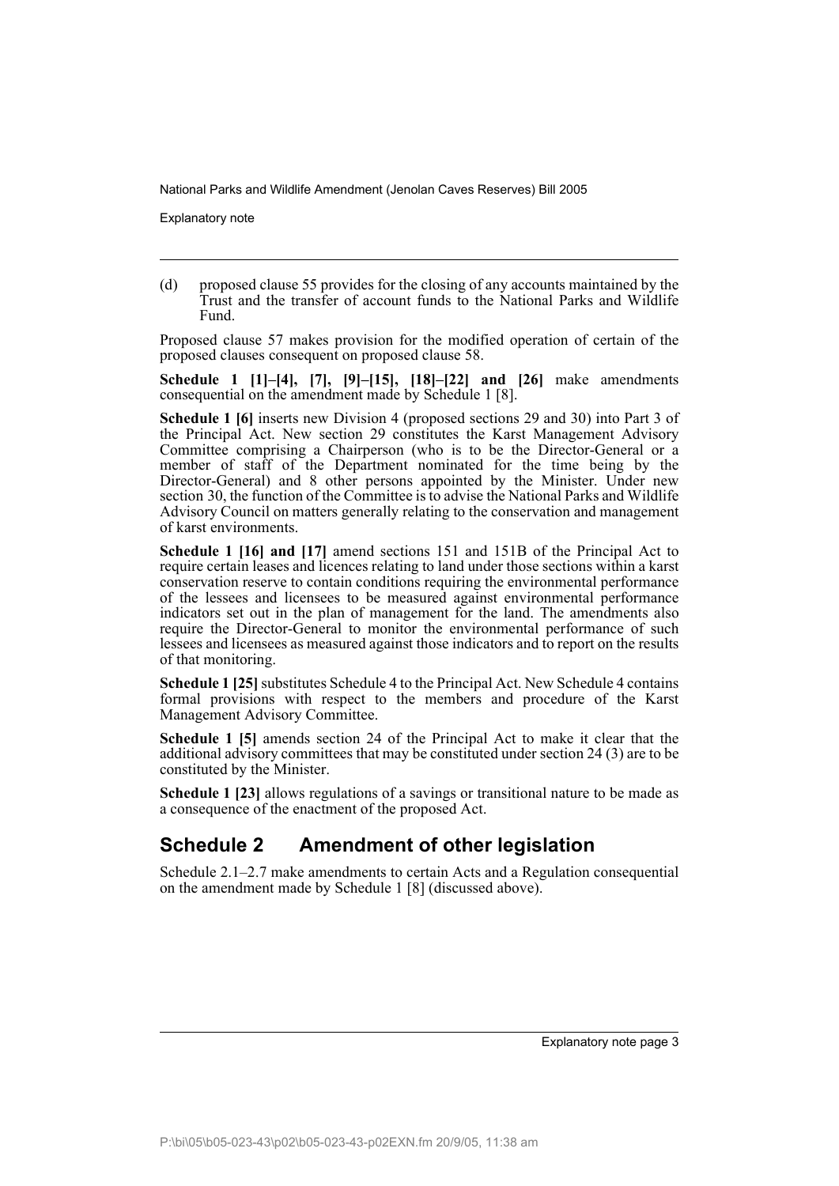(d) proposed clause 55 provides for the closing of any accounts maintained by the Trust and the transfer of account funds to the National Parks and Wildlife Fund.

Proposed clause 57 makes provision for the modified operation of certain of the proposed clauses consequent on proposed clause 58.

**Schedule 1 [1]–[4], [7], [9]–[15], [18]–[22] and [26]** make amendments consequential on the amendment made by Schedule 1 [8].

**Schedule 1 [6]** inserts new Division 4 (proposed sections 29 and 30) into Part 3 of the Principal Act. New section 29 constitutes the Karst Management Advisory Committee comprising a Chairperson (who is to be the Director-General or a member of staff of the Department nominated for the time being by the Director-General) and 8 other persons appointed by the Minister. Under new section 30, the function of the Committee is to advise the National Parks and Wildlife Advisory Council on matters generally relating to the conservation and management of karst environments.

**Schedule 1 [16] and [17]** amend sections 151 and 151B of the Principal Act to require certain leases and licences relating to land under those sections within a karst conservation reserve to contain conditions requiring the environmental performance of the lessees and licensees to be measured against environmental performance indicators set out in the plan of management for the land. The amendments also require the Director-General to monitor the environmental performance of such lessees and licensees as measured against those indicators and to report on the results of that monitoring.

**Schedule 1 [25]** substitutes Schedule 4 to the Principal Act. New Schedule 4 contains formal provisions with respect to the members and procedure of the Karst Management Advisory Committee.

**Schedule 1 [5]** amends section 24 of the Principal Act to make it clear that the additional advisory committees that may be constituted under section 24 (3) are to be constituted by the Minister.

**Schedule 1 [23]** allows regulations of a savings or transitional nature to be made as a consequence of the enactment of the proposed Act.

## Schedule 2 Amendment of other legislation

Schedule 2.1–2.7 make amendments to certain Acts and a Regulation consequential on the amendment made by Schedule 1 [8] (discussed above).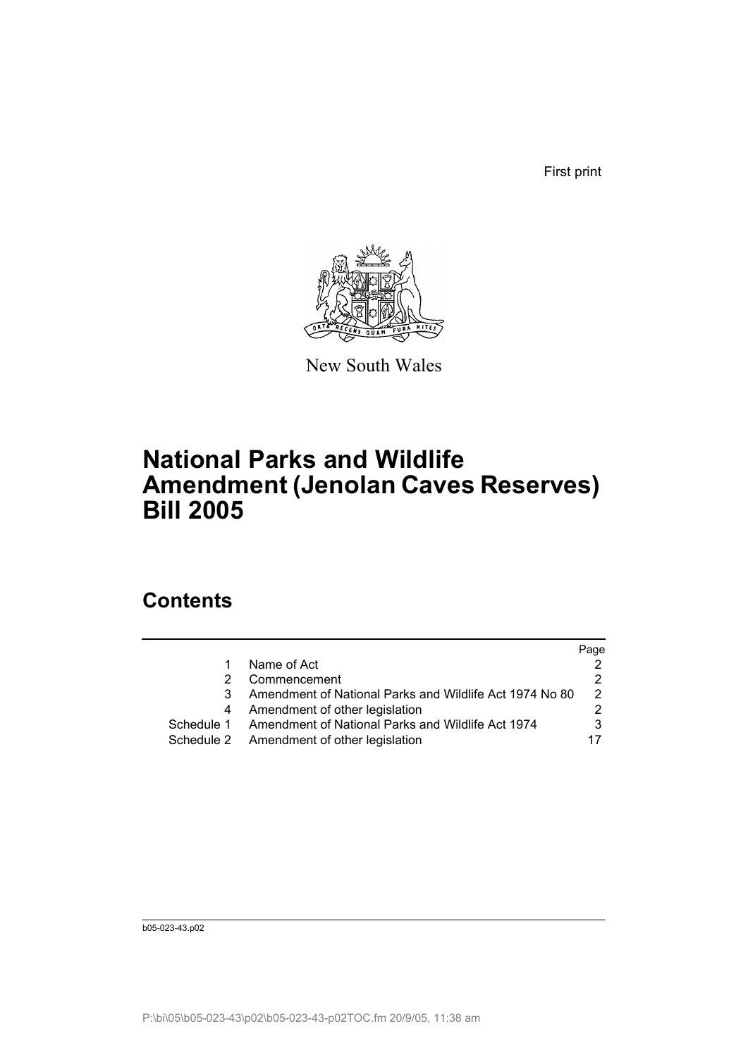First print

New South Wales

# National Parks and Wildlife Amendment (Jenolan Caves Reserves) Bill 2005

## Contents

| | | Page |
|---|---|---|
| 1 | Name of Act | 2 |
| 2 | Commencement | 2 |
| 3 | Amendment of National Parks and Wildlife Act 1974 No 80 | 2 |
| 4 | Amendment of other legislation | 2 |
| Schedule 1 | Amendment of National Parks and Wildlife Act 1974 | 3 |
| Schedule 2 | Amendment of other legislation | 17 |

b05-023-43.p02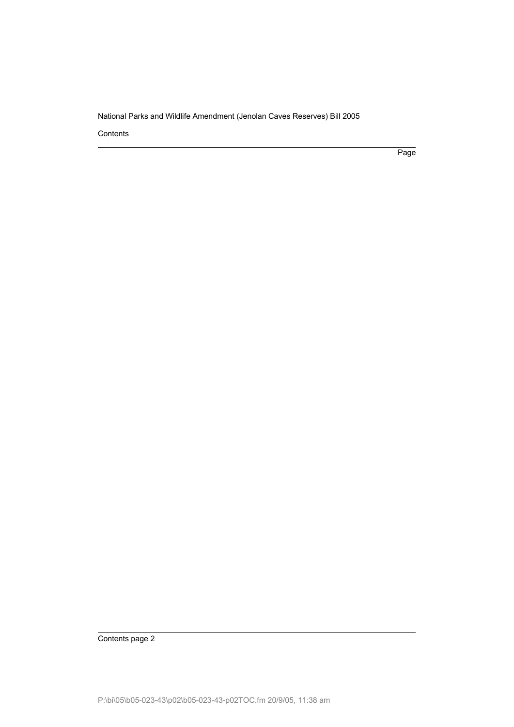Contents

Page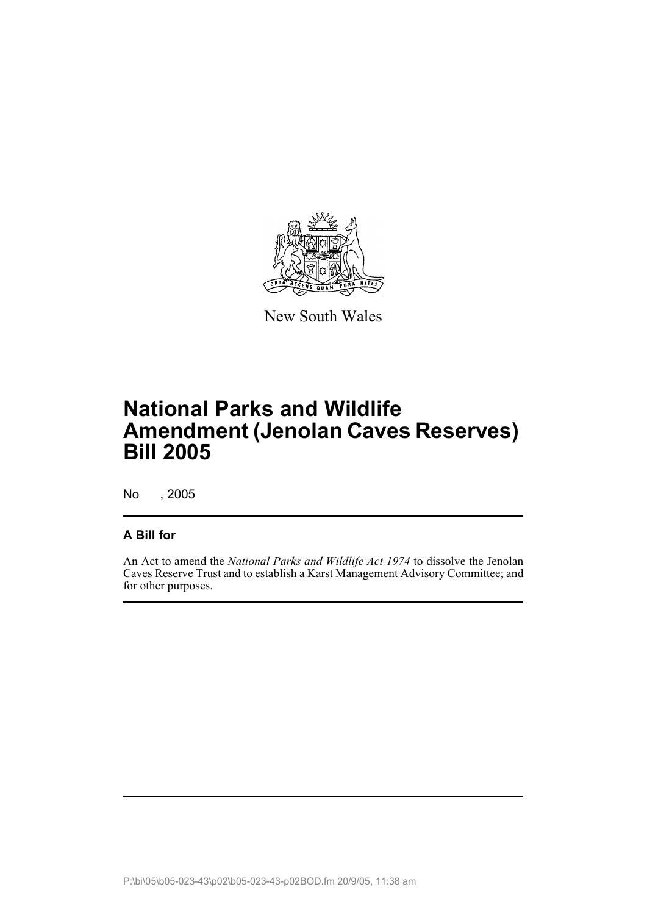New South Wales

# National Parks and Wildlife Amendment (Jenolan Caves Reserves) Bill 2005

No , 2005

## A Bill for

An Act to amend the *National Parks and Wildlife Act 1974* to dissolve the Jenolan Caves Reserve Trust and to establish a Karst Management Advisory Committee; and for other purposes.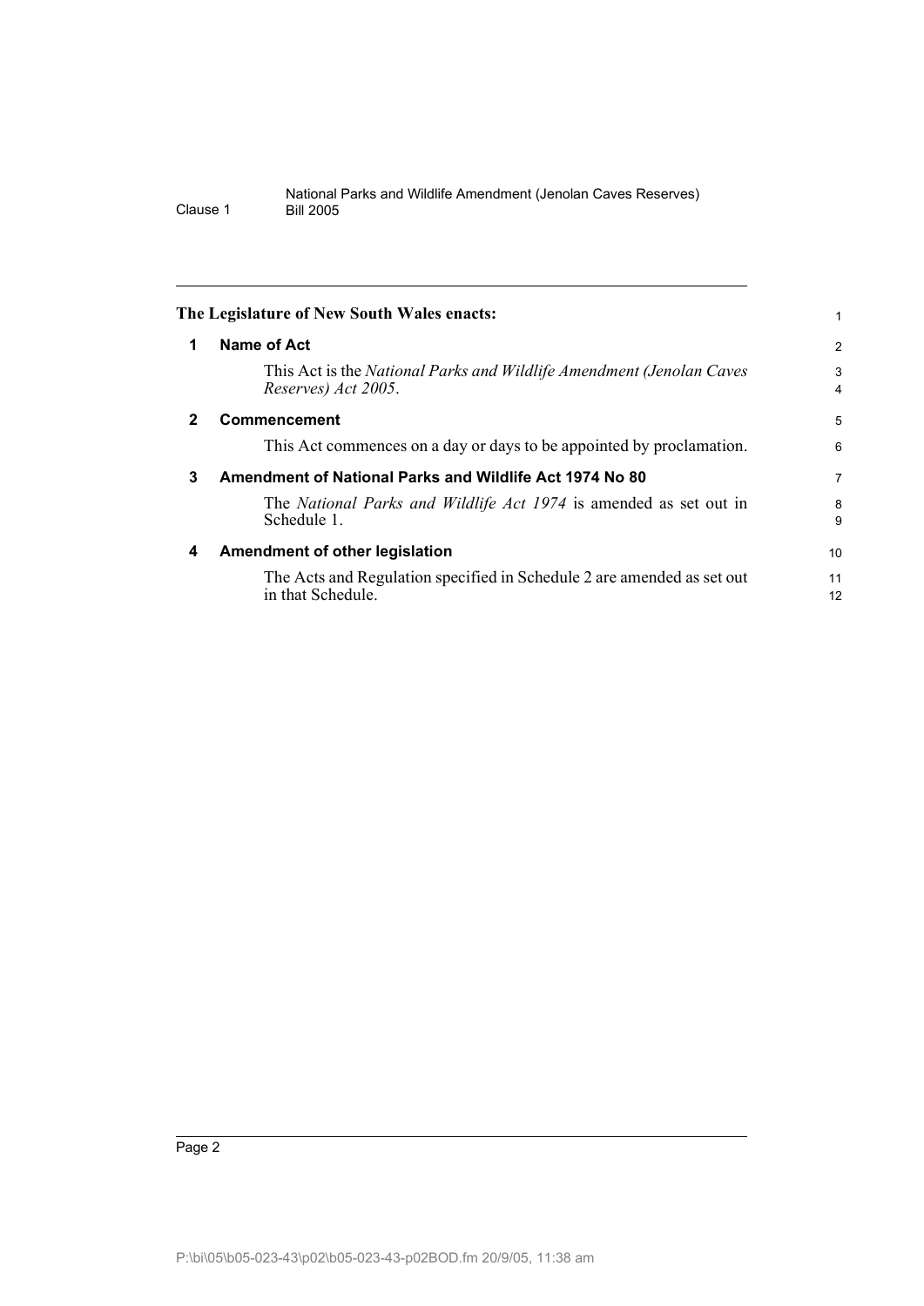The Legislature of New South Wales enacts:

## 1 Name of Act

This Act is the *National Parks and Wildlife Amendment (Jenolan Caves Reserves) Act 2005*.

## 2 Commencement

This Act commences on a day or days to be appointed by proclamation.

## 3 Amendment of National Parks and Wildlife Act 1974 No 80

The *National Parks and Wildlife Act 1974* is amended as set out in Schedule 1.

## 4 Amendment of other legislation

The Acts and Regulation specified in Schedule 2 are amended as set out in that Schedule.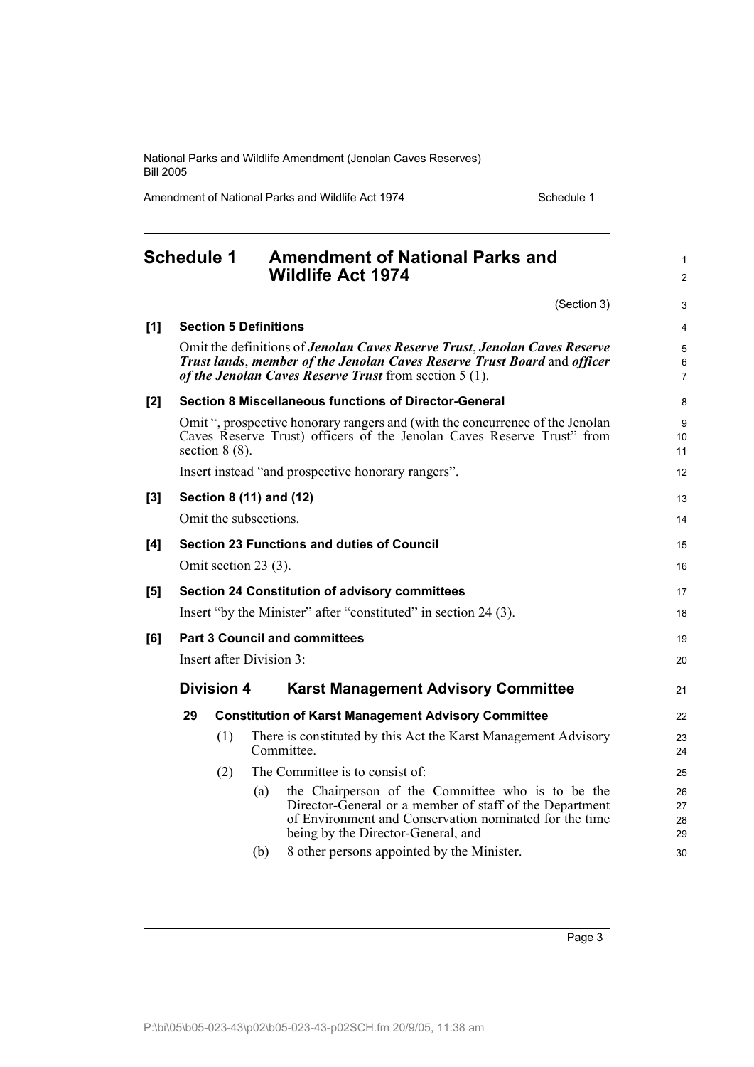# Schedule 1 Amendment of National Parks and Wildlife Act 1974

(Section 3)

**[1] Section 5 Definitions**

Omit the definitions of ***Jenolan Caves Reserve Trust***, ***Jenolan Caves Reserve Trust lands***, ***member of the Jenolan Caves Reserve Trust Board*** and ***officer of the Jenolan Caves Reserve Trust*** from section 5 (1).

**[2] Section 8 Miscellaneous functions of Director-General**

Omit ", prospective honorary rangers and (with the concurrence of the Jenolan Caves Reserve Trust) officers of the Jenolan Caves Reserve Trust" from section 8 (8).

Insert instead "and prospective honorary rangers".

**[3] Section 8 (11) and (12)**

Omit the subsections.

**[4] Section 23 Functions and duties of Council**

Omit section 23 (3).

**[5] Section 24 Constitution of advisory committees**

Insert "by the Minister" after "constituted" in section 24 (3).

**[6] Part 3 Council and committees**

Insert after Division 3:

## Division 4 Karst Management Advisory Committee

**29 Constitution of Karst Management Advisory Committee**

(1) There is constituted by this Act the Karst Management Advisory Committee.

(2) The Committee is to consist of:

(a) the Chairperson of the Committee who is to be the Director-General or a member of staff of the Department of Environment and Conservation nominated for the time being by the Director-General, and

(b) 8 other persons appointed by the Minister.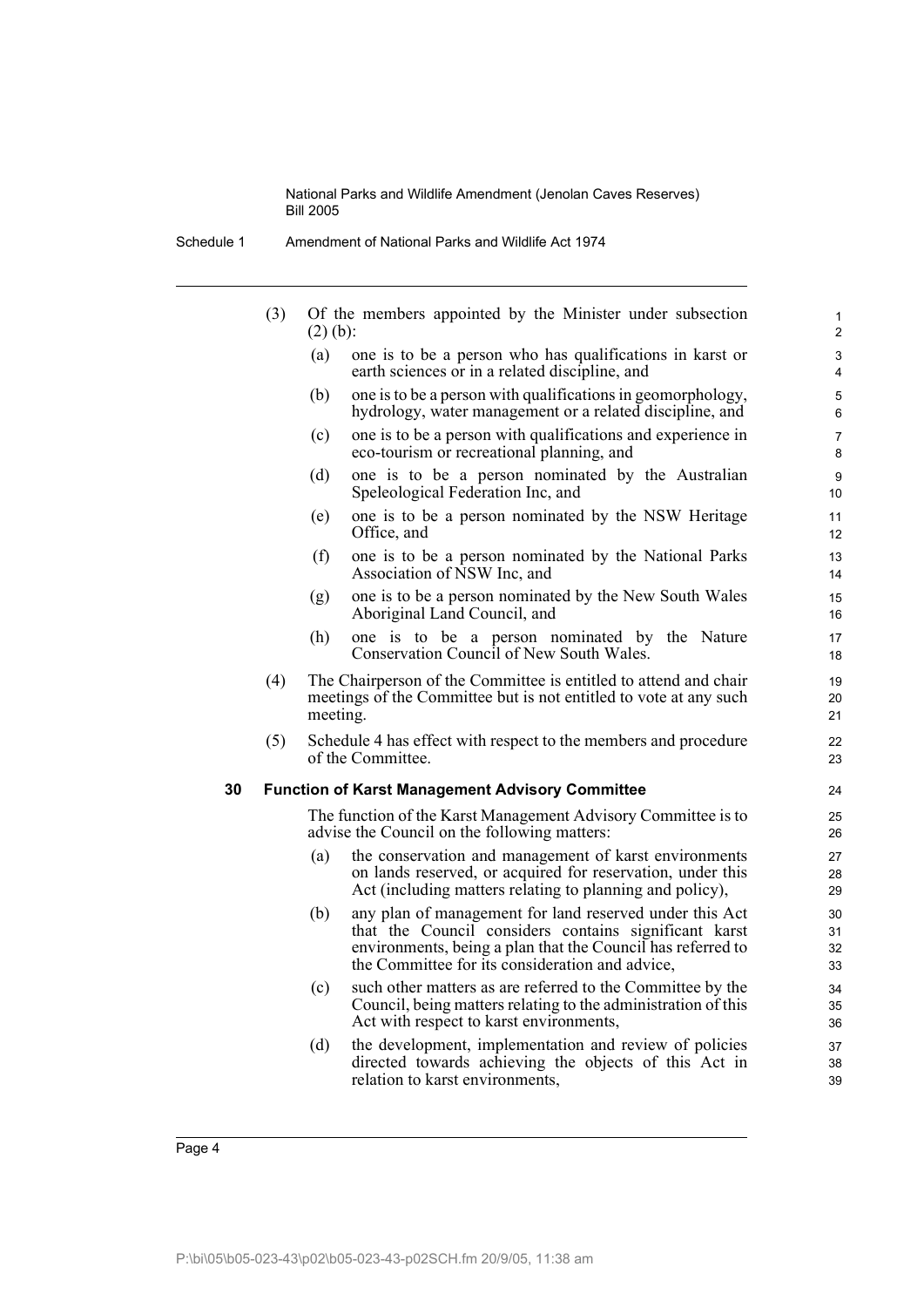(3) Of the members appointed by the Minister under subsection (2) (b):

(a) one is to be a person who has qualifications in karst or earth sciences or in a related discipline, and

(b) one is to be a person with qualifications in geomorphology, hydrology, water management or a related discipline, and

(c) one is to be a person with qualifications and experience in eco-tourism or recreational planning, and

(d) one is to be a person nominated by the Australian Speleological Federation Inc, and

(e) one is to be a person nominated by the NSW Heritage Office, and

(f) one is to be a person nominated by the National Parks Association of NSW Inc, and

(g) one is to be a person nominated by the New South Wales Aboriginal Land Council, and

(h) one is to be a person nominated by the Nature Conservation Council of New South Wales.

(4) The Chairperson of the Committee is entitled to attend and chair meetings of the Committee but is not entitled to vote at any such meeting.

(5) Schedule 4 has effect with respect to the members and procedure of the Committee.

**30 Function of Karst Management Advisory Committee**

The function of the Karst Management Advisory Committee is to advise the Council on the following matters:

(a) the conservation and management of karst environments on lands reserved, or acquired for reservation, under this Act (including matters relating to planning and policy),

(b) any plan of management for land reserved under this Act that the Council considers contains significant karst environments, being a plan that the Council has referred to the Committee for its consideration and advice,

(c) such other matters as are referred to the Committee by the Council, being matters relating to the administration of this Act with respect to karst environments,

(d) the development, implementation and review of policies directed towards achieving the objects of this Act in relation to karst environments,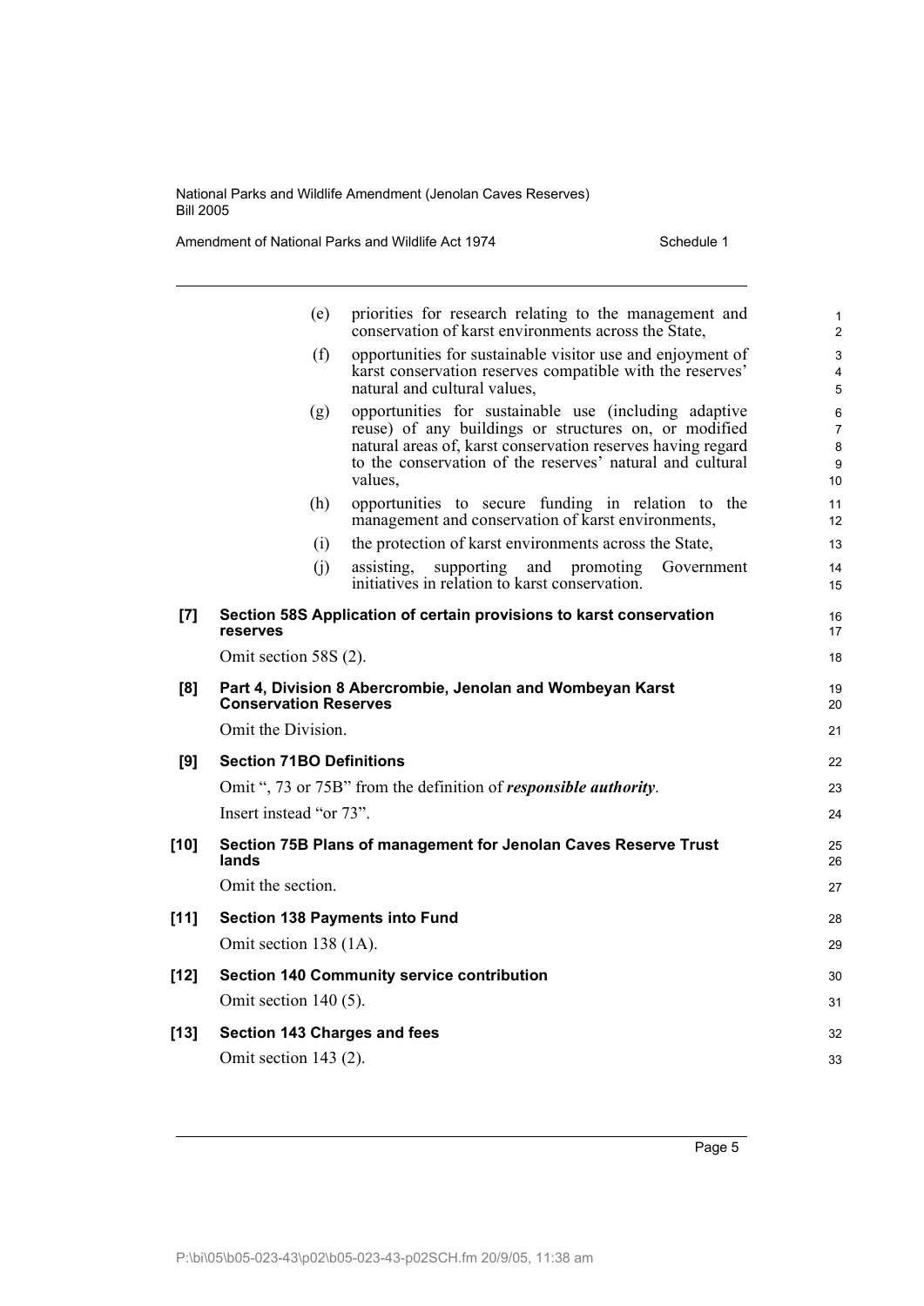(e) priorities for research relating to the management and conservation of karst environments across the State,

(f) opportunities for sustainable visitor use and enjoyment of karst conservation reserves compatible with the reserves' natural and cultural values,

(g) opportunities for sustainable use (including adaptive reuse) of any buildings or structures on, or modified natural areas of, karst conservation reserves having regard to the conservation of the reserves' natural and cultural values,

(h) opportunities to secure funding in relation to the management and conservation of karst environments,

(i) the protection of karst environments across the State,

(j) assisting, supporting and promoting Government initiatives in relation to karst conservation.

**[7] Section 58S Application of certain provisions to karst conservation reserves**

Omit section 58S (2).

**[8] Part 4, Division 8 Abercrombie, Jenolan and Wombeyan Karst Conservation Reserves**

Omit the Division.

**[9] Section 71BO Definitions**

Omit ", 73 or 75B" from the definition of ***responsible authority***.

Insert instead "or 73".

**[10] Section 75B Plans of management for Jenolan Caves Reserve Trust lands**

Omit the section.

**[11] Section 138 Payments into Fund**

Omit section 138 (1A).

**[12] Section 140 Community service contribution**

Omit section 140 (5).

**[13] Section 143 Charges and fees**

Omit section 143 (2).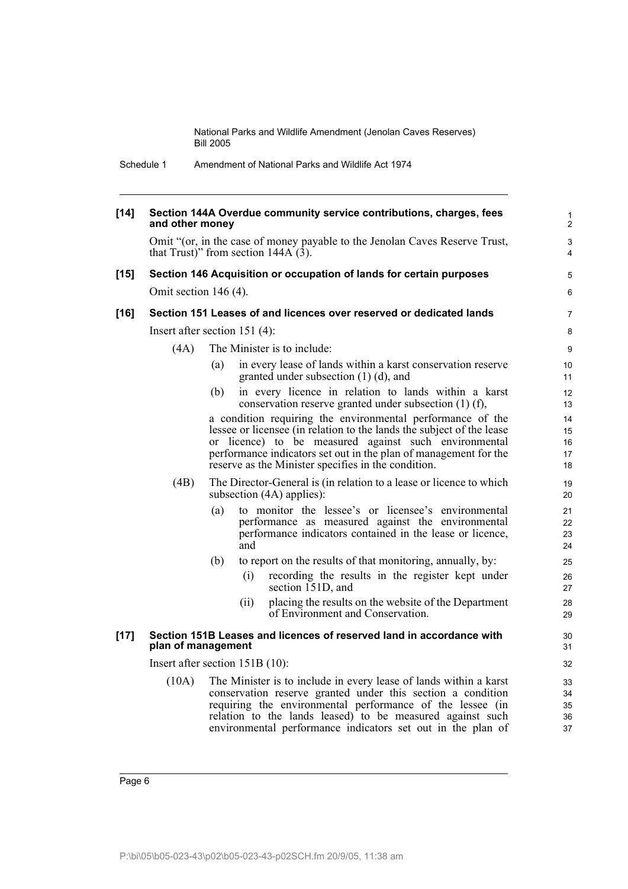**[14] Section 144A Overdue community service contributions, charges, fees and other money**

Omit "(or, in the case of money payable to the Jenolan Caves Reserve Trust, that Trust)" from section 144A (3).

**[15] Section 146 Acquisition or occupation of lands for certain purposes**

Omit section 146 (4).

**[16] Section 151 Leases of and licences over reserved or dedicated lands**

Insert after section 151 (4):

(4A) The Minister is to include:

- (a) in every lease of lands within a karst conservation reserve granted under subsection (1) (d), and
- (b) in every licence in relation to lands within a karst conservation reserve granted under subsection (1) (f),

a condition requiring the environmental performance of the lessee or licensee (in relation to the lands the subject of the lease or licence) to be measured against such environmental performance indicators set out in the plan of management for the reserve as the Minister specifies in the condition.

(4B) The Director-General is (in relation to a lease or licence to which subsection (4A) applies):

- (a) to monitor the lessee's or licensee's environmental performance as measured against the environmental performance indicators contained in the lease or licence, and
- (b) to report on the results of that monitoring, annually, by:
  - (i) recording the results in the register kept under section 151D, and
  - (ii) placing the results on the website of the Department of Environment and Conservation.

**[17] Section 151B Leases and licences of reserved land in accordance with plan of management**

Insert after section 151B (10):

(10A) The Minister is to include in every lease of lands within a karst conservation reserve granted under this section a condition requiring the environmental performance of the lessee (in relation to the lands leased) to be measured against such environmental performance indicators set out in the plan of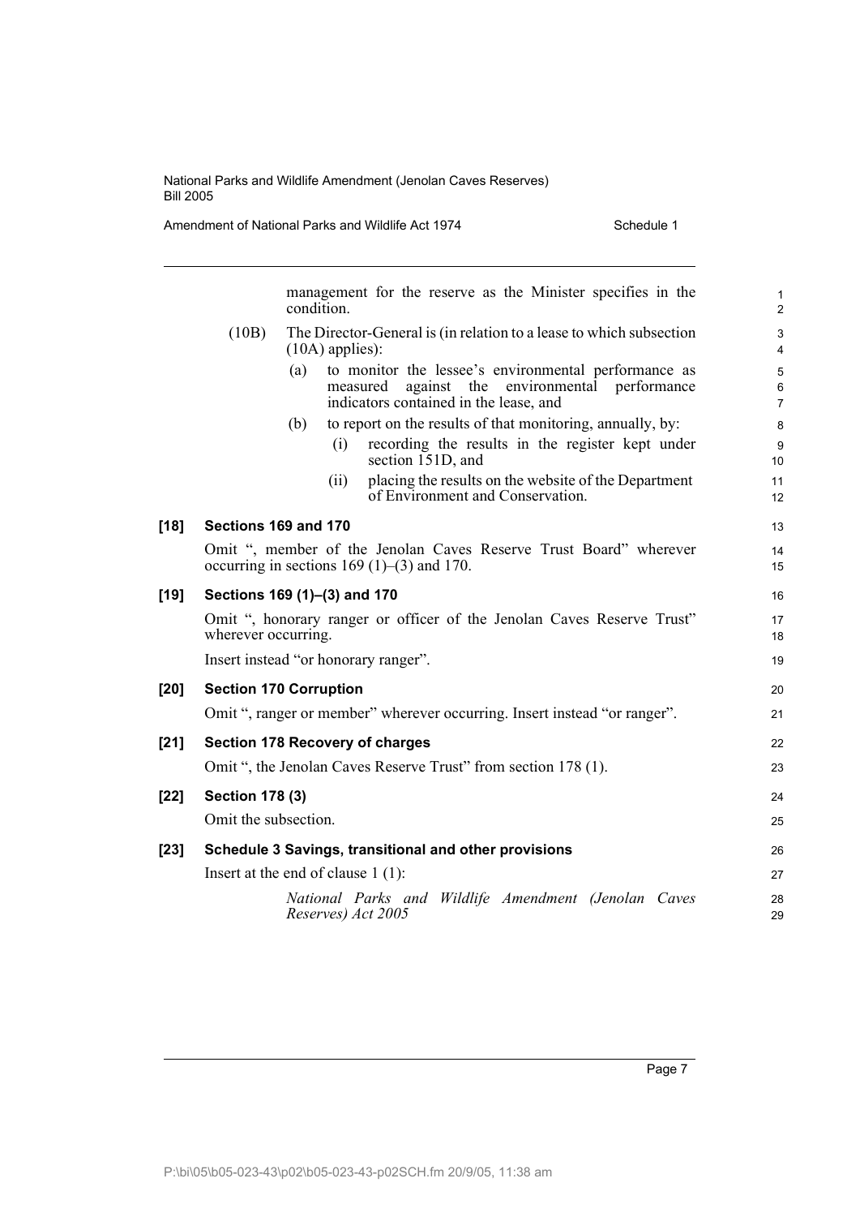management for the reserve as the Minister specifies in the condition.

(10B) The Director-General is (in relation to a lease to which subsection (10A) applies):

(a) to monitor the lessee's environmental performance as measured against the environmental performance indicators contained in the lease, and

(b) to report on the results of that monitoring, annually, by:

(i) recording the results in the register kept under section 151D, and

(ii) placing the results on the website of the Department of Environment and Conservation.

**[18] Sections 169 and 170**

Omit ", member of the Jenolan Caves Reserve Trust Board" wherever occurring in sections 169 (1)–(3) and 170.

**[19] Sections 169 (1)–(3) and 170**

Omit ", honorary ranger or officer of the Jenolan Caves Reserve Trust" wherever occurring.

Insert instead "or honorary ranger".

**[20] Section 170 Corruption**

Omit ", ranger or member" wherever occurring. Insert instead "or ranger".

**[21] Section 178 Recovery of charges**

Omit ", the Jenolan Caves Reserve Trust" from section 178 (1).

**[22] Section 178 (3)**

Omit the subsection.

**[23] Schedule 3 Savings, transitional and other provisions**

Insert at the end of clause 1 (1):

*National Parks and Wildlife Amendment (Jenolan Caves Reserves) Act 2005*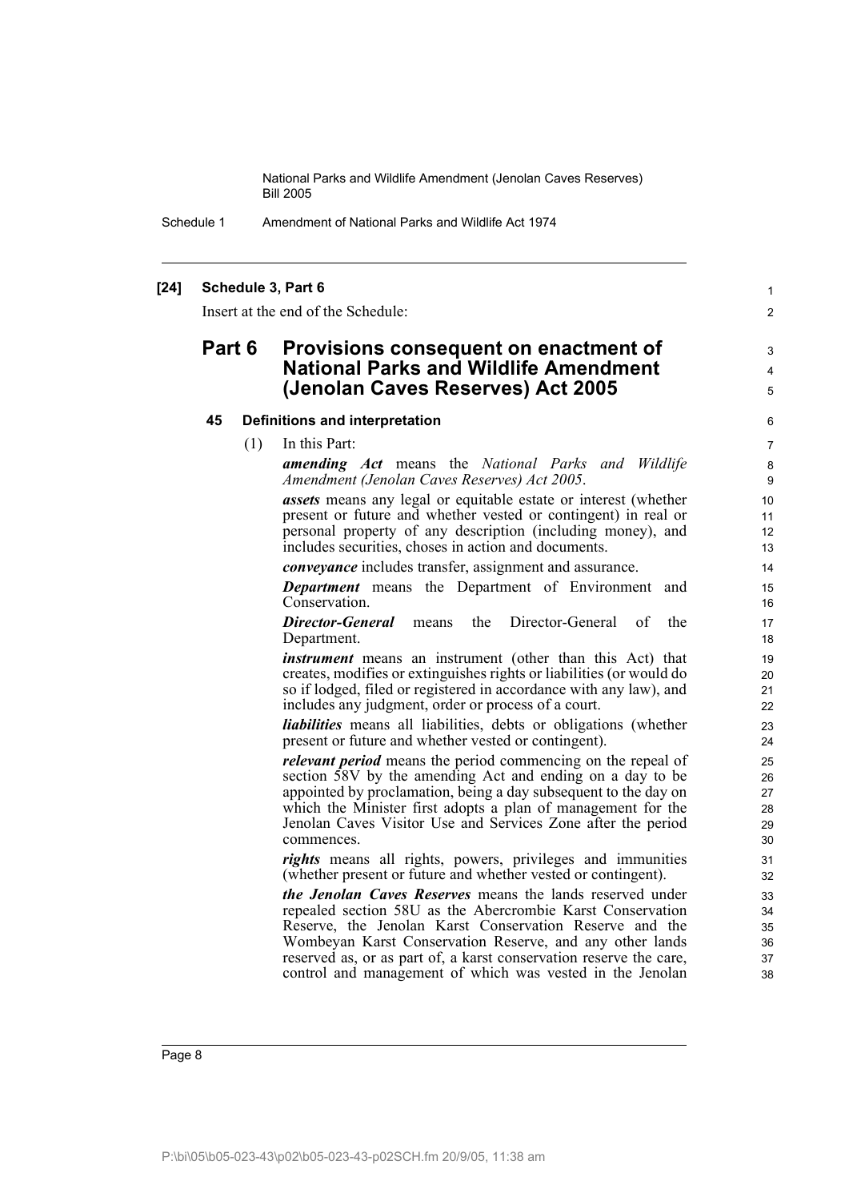**[24] Schedule 3, Part 6**

Insert at the end of the Schedule:

## Part 6 Provisions consequent on enactment of National Parks and Wildlife Amendment (Jenolan Caves Reserves) Act 2005

### 45 Definitions and interpretation

(1) In this Part:

***amending Act*** means the *National Parks and Wildlife Amendment (Jenolan Caves Reserves) Act 2005*.

***assets*** means any legal or equitable estate or interest (whether present or future and whether vested or contingent) in real or personal property of any description (including money), and includes securities, choses in action and documents.

***conveyance*** includes transfer, assignment and assurance.

***Department*** means the Department of Environment and Conservation.

***Director-General*** means the Director-General of the Department.

***instrument*** means an instrument (other than this Act) that creates, modifies or extinguishes rights or liabilities (or would do so if lodged, filed or registered in accordance with any law), and includes any judgment, order or process of a court.

***liabilities*** means all liabilities, debts or obligations (whether present or future and whether vested or contingent).

***relevant period*** means the period commencing on the repeal of section 58V by the amending Act and ending on a day to be appointed by proclamation, being a day subsequent to the day on which the Minister first adopts a plan of management for the Jenolan Caves Visitor Use and Services Zone after the period commences.

***rights*** means all rights, powers, privileges and immunities (whether present or future and whether vested or contingent).

***the Jenolan Caves Reserves*** means the lands reserved under repealed section 58U as the Abercrombie Karst Conservation Reserve, the Jenolan Karst Conservation Reserve and the Wombeyan Karst Conservation Reserve, and any other lands reserved as, or as part of, a karst conservation reserve the care, control and management of which was vested in the Jenolan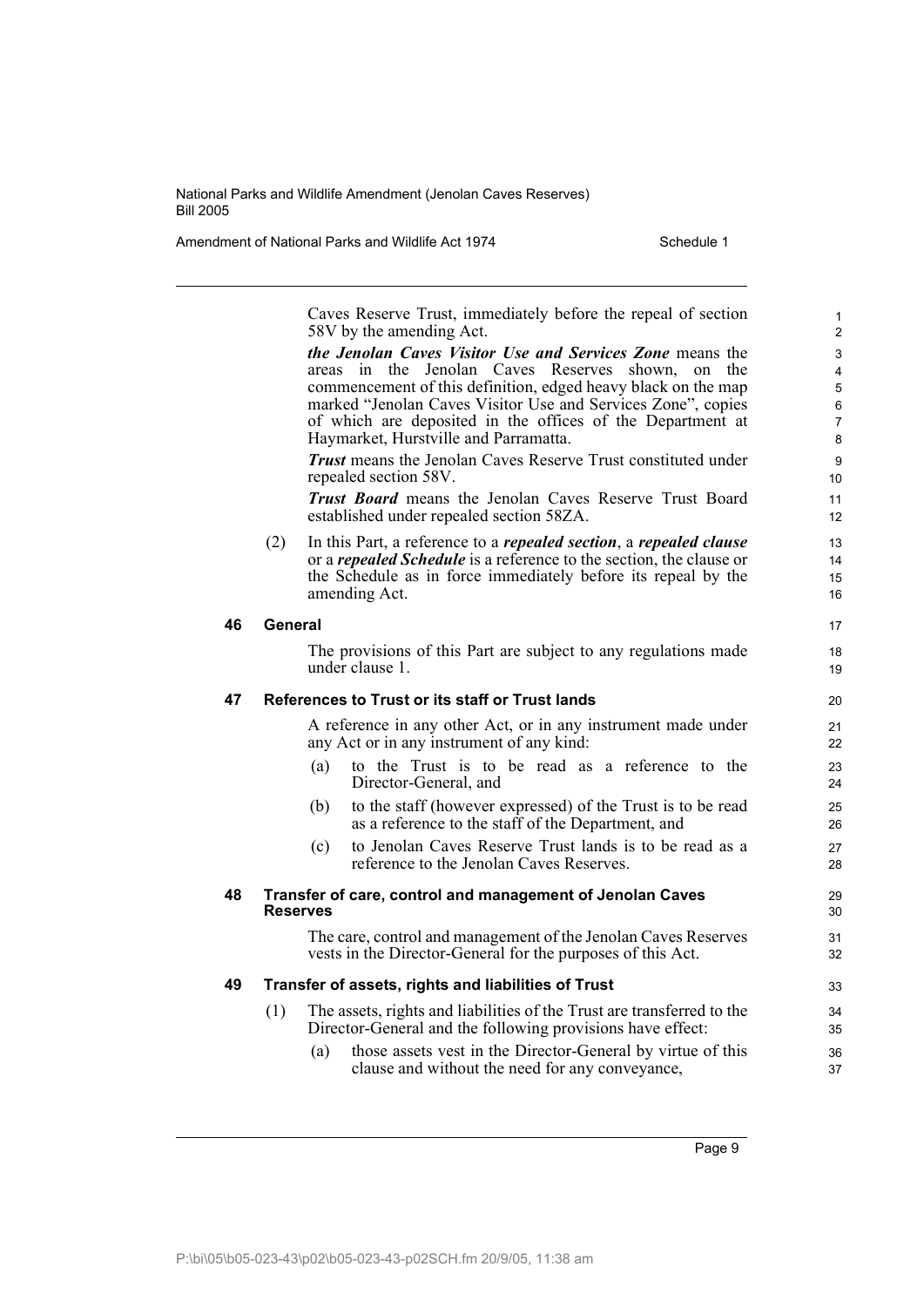Caves Reserve Trust, immediately before the repeal of section 58V by the amending Act.

***the Jenolan Caves Visitor Use and Services Zone*** means the areas in the Jenolan Caves Reserves shown, on the commencement of this definition, edged heavy black on the map marked "Jenolan Caves Visitor Use and Services Zone", copies of which are deposited in the offices of the Department at Haymarket, Hurstville and Parramatta.

***Trust*** means the Jenolan Caves Reserve Trust constituted under repealed section 58V.

***Trust Board*** means the Jenolan Caves Reserve Trust Board established under repealed section 58ZA.

(2) In this Part, a reference to a ***repealed section***, a ***repealed clause*** or a ***repealed Schedule*** is a reference to the section, the clause or the Schedule as in force immediately before its repeal by the amending Act.

### 46 General

The provisions of this Part are subject to any regulations made under clause 1.

### 47 References to Trust or its staff or Trust lands

A reference in any other Act, or in any instrument made under any Act or in any instrument of any kind:

(a) to the Trust is to be read as a reference to the Director-General, and

(b) to the staff (however expressed) of the Trust is to be read as a reference to the staff of the Department, and

(c) to Jenolan Caves Reserve Trust lands is to be read as a reference to the Jenolan Caves Reserves.

### 48 Transfer of care, control and management of Jenolan Caves Reserves

The care, control and management of the Jenolan Caves Reserves vests in the Director-General for the purposes of this Act.

### 49 Transfer of assets, rights and liabilities of Trust

(1) The assets, rights and liabilities of the Trust are transferred to the Director-General and the following provisions have effect:

(a) those assets vest in the Director-General by virtue of this clause and without the need for any conveyance,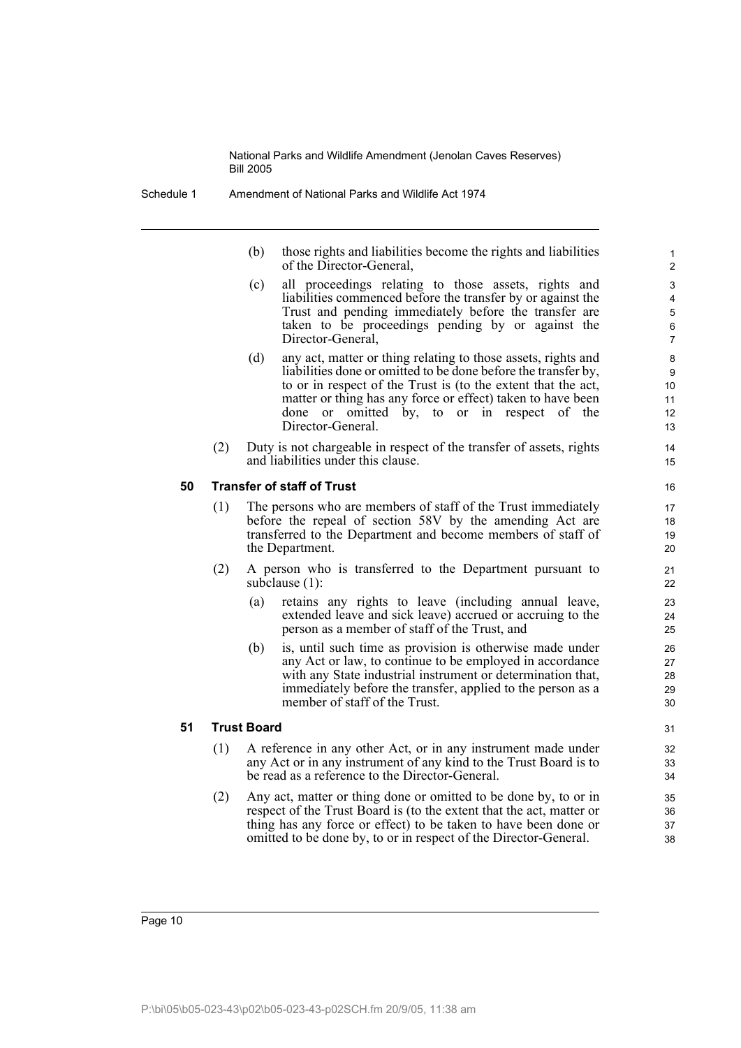(b) those rights and liabilities become the rights and liabilities of the Director-General,

(c) all proceedings relating to those assets, rights and liabilities commenced before the transfer by or against the Trust and pending immediately before the transfer are taken to be proceedings pending by or against the Director-General,

(d) any act, matter or thing relating to those assets, rights and liabilities done or omitted to be done before the transfer by, to or in respect of the Trust is (to the extent that the act, matter or thing has any force or effect) taken to have been done or omitted by, to or in respect of the Director-General.

(2) Duty is not chargeable in respect of the transfer of assets, rights and liabilities under this clause.

**50 Transfer of staff of Trust**

(1) The persons who are members of staff of the Trust immediately before the repeal of section 58V by the amending Act are transferred to the Department and become members of staff of the Department.

(2) A person who is transferred to the Department pursuant to subclause (1):

(a) retains any rights to leave (including annual leave, extended leave and sick leave) accrued or accruing to the person as a member of staff of the Trust, and

(b) is, until such time as provision is otherwise made under any Act or law, to continue to be employed in accordance with any State industrial instrument or determination that, immediately before the transfer, applied to the person as a member of staff of the Trust.

**51 Trust Board**

(1) A reference in any other Act, or in any instrument made under any Act or in any instrument of any kind to the Trust Board is to be read as a reference to the Director-General.

(2) Any act, matter or thing done or omitted to be done by, to or in respect of the Trust Board is (to the extent that the act, matter or thing has any force or effect) to be taken to have been done or omitted to be done by, to or in respect of the Director-General.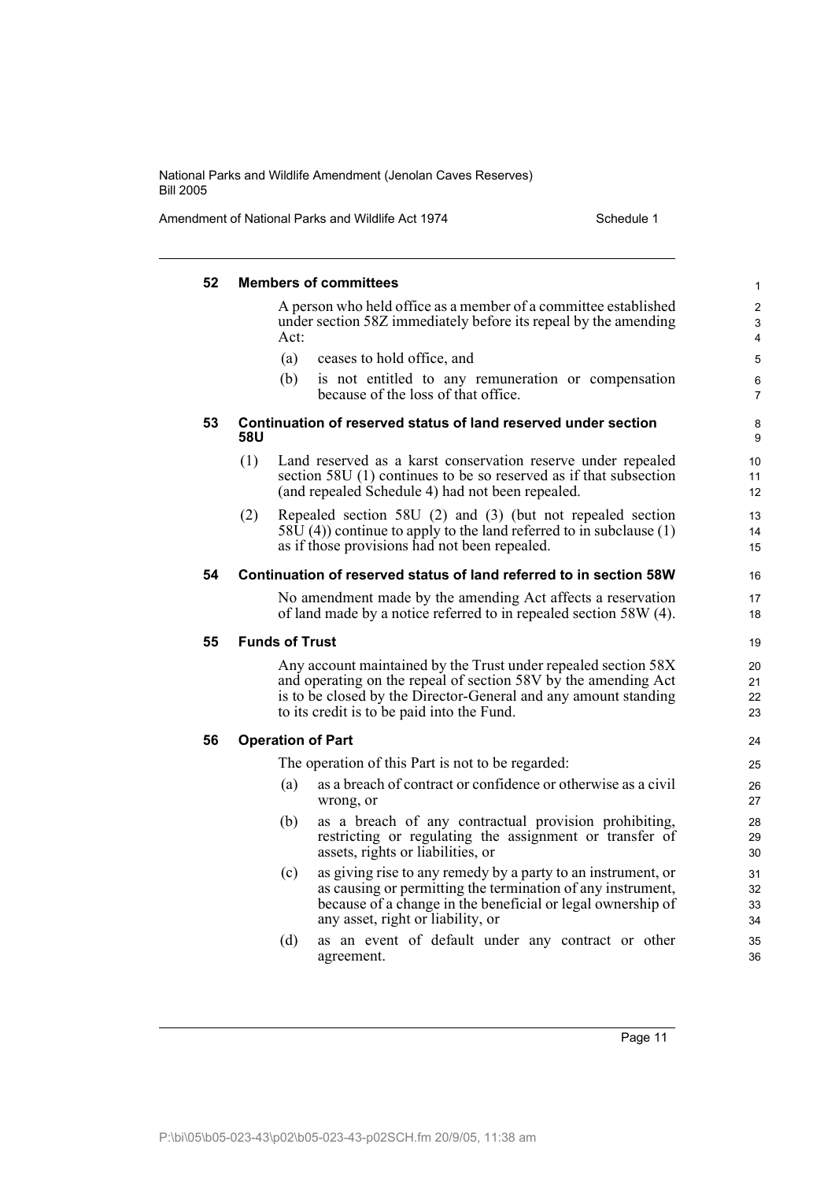**52 Members of committees**

A person who held office as a member of a committee established under section 58Z immediately before its repeal by the amending Act:

(a) ceases to hold office, and

(b) is not entitled to any remuneration or compensation because of the loss of that office.

**53 Continuation of reserved status of land reserved under section 58U**

(1) Land reserved as a karst conservation reserve under repealed section 58U (1) continues to be so reserved as if that subsection (and repealed Schedule 4) had not been repealed.

(2) Repealed section 58U (2) and (3) (but not repealed section 58U (4)) continue to apply to the land referred to in subclause (1) as if those provisions had not been repealed.

**54 Continuation of reserved status of land referred to in section 58W**

No amendment made by the amending Act affects a reservation of land made by a notice referred to in repealed section 58W (4).

**55 Funds of Trust**

Any account maintained by the Trust under repealed section 58X and operating on the repeal of section 58V by the amending Act is to be closed by the Director-General and any amount standing to its credit is to be paid into the Fund.

**56 Operation of Part**

The operation of this Part is not to be regarded:

(a) as a breach of contract or confidence or otherwise as a civil wrong, or

(b) as a breach of any contractual provision prohibiting, restricting or regulating the assignment or transfer of assets, rights or liabilities, or

(c) as giving rise to any remedy by a party to an instrument, or as causing or permitting the termination of any instrument, because of a change in the beneficial or legal ownership of any asset, right or liability, or

(d) as an event of default under any contract or other agreement.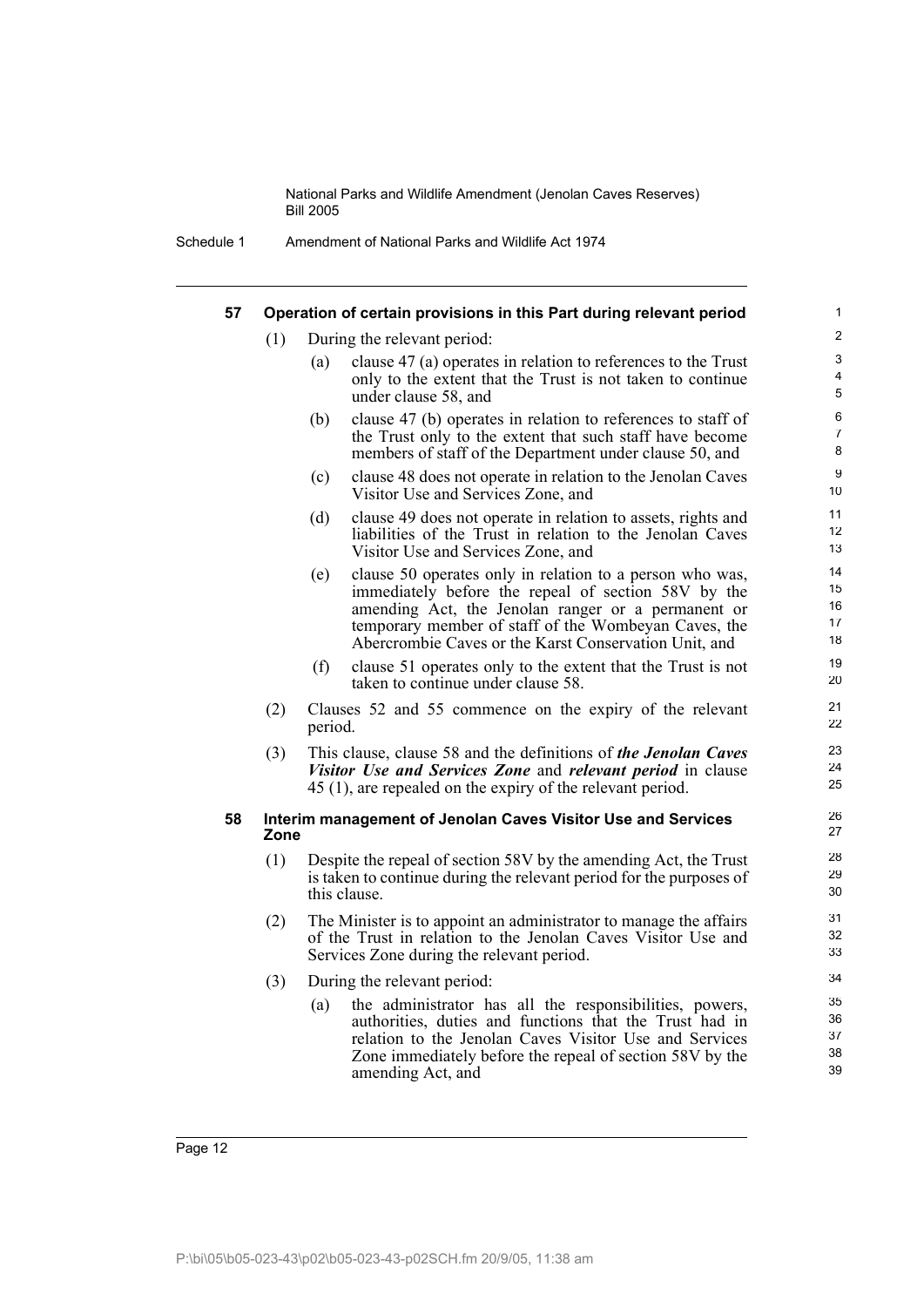**57 Operation of certain provisions in this Part during relevant period**

(1) During the relevant period:

(a) clause 47 (a) operates in relation to references to the Trust only to the extent that the Trust is not taken to continue under clause 58, and

(b) clause 47 (b) operates in relation to references to staff of the Trust only to the extent that such staff have become members of staff of the Department under clause 50, and

(c) clause 48 does not operate in relation to the Jenolan Caves Visitor Use and Services Zone, and

(d) clause 49 does not operate in relation to assets, rights and liabilities of the Trust in relation to the Jenolan Caves Visitor Use and Services Zone, and

(e) clause 50 operates only in relation to a person who was, immediately before the repeal of section 58V by the amending Act, the Jenolan ranger or a permanent or temporary member of staff of the Wombeyan Caves, the Abercrombie Caves or the Karst Conservation Unit, and

(f) clause 51 operates only to the extent that the Trust is not taken to continue under clause 58.

(2) Clauses 52 and 55 commence on the expiry of the relevant period.

(3) This clause, clause 58 and the definitions of ***the Jenolan Caves Visitor Use and Services Zone*** and ***relevant period*** in clause 45 (1), are repealed on the expiry of the relevant period.

**58 Interim management of Jenolan Caves Visitor Use and Services Zone**

(1) Despite the repeal of section 58V by the amending Act, the Trust is taken to continue during the relevant period for the purposes of this clause.

(2) The Minister is to appoint an administrator to manage the affairs of the Trust in relation to the Jenolan Caves Visitor Use and Services Zone during the relevant period.

(3) During the relevant period:

(a) the administrator has all the responsibilities, powers, authorities, duties and functions that the Trust had in relation to the Jenolan Caves Visitor Use and Services Zone immediately before the repeal of section 58V by the amending Act, and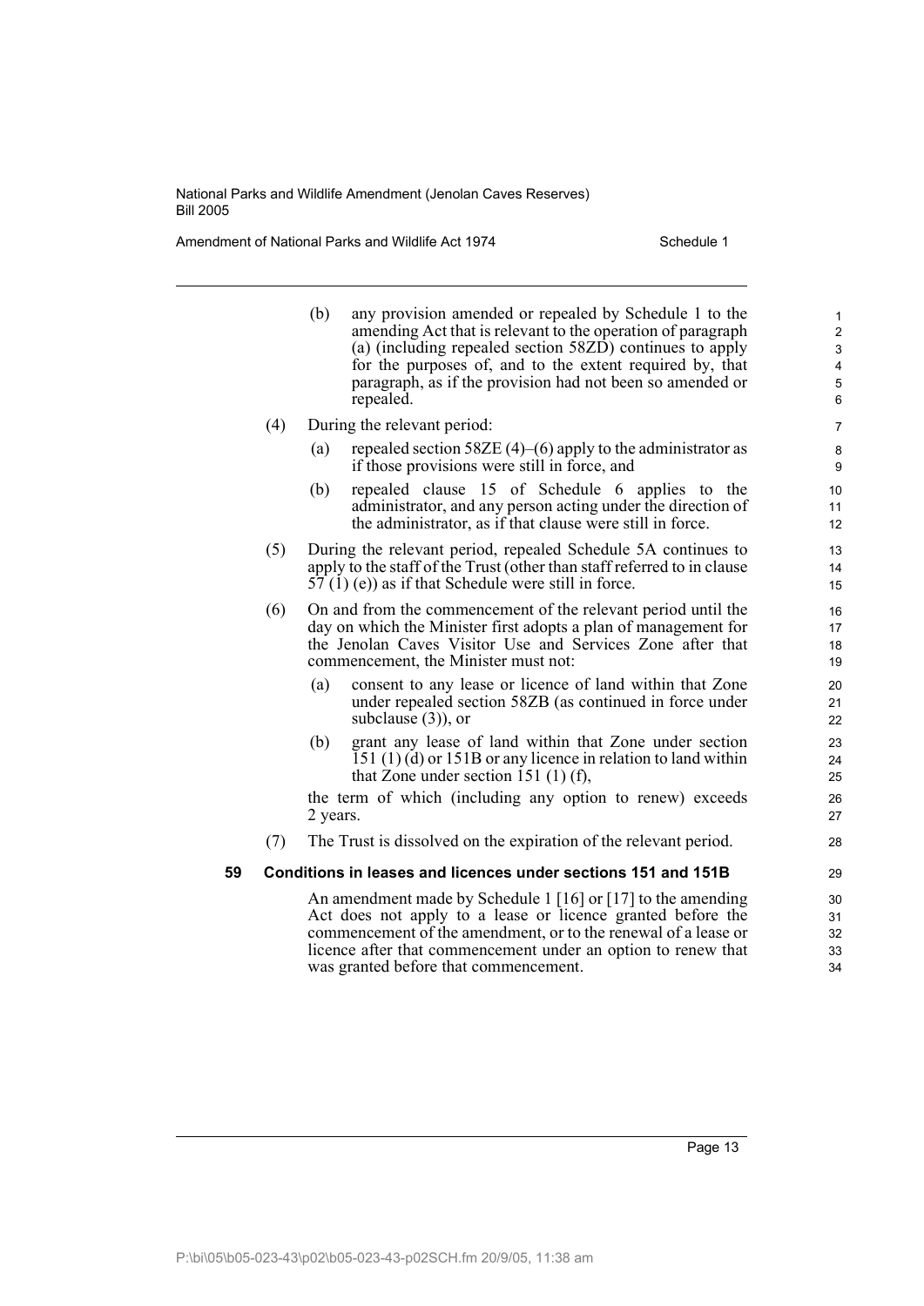(b) any provision amended or repealed by Schedule 1 to the amending Act that is relevant to the operation of paragraph (a) (including repealed section 58ZD) continues to apply for the purposes of, and to the extent required by, that paragraph, as if the provision had not been so amended or repealed.

(4) During the relevant period:

(a) repealed section 58ZE (4)–(6) apply to the administrator as if those provisions were still in force, and

(b) repealed clause 15 of Schedule 6 applies to the administrator, and any person acting under the direction of the administrator, as if that clause were still in force.

(5) During the relevant period, repealed Schedule 5A continues to apply to the staff of the Trust (other than staff referred to in clause 57 (1) (e)) as if that Schedule were still in force.

(6) On and from the commencement of the relevant period until the day on which the Minister first adopts a plan of management for the Jenolan Caves Visitor Use and Services Zone after that commencement, the Minister must not:

(a) consent to any lease or licence of land within that Zone under repealed section 58ZB (as continued in force under subclause (3)), or

(b) grant any lease of land within that Zone under section 151 (1) (d) or 151B or any licence in relation to land within that Zone under section 151 (1) (f),

the term of which (including any option to renew) exceeds 2 years.

(7) The Trust is dissolved on the expiration of the relevant period.

### 59 Conditions in leases and licences under sections 151 and 151B

An amendment made by Schedule 1 [16] or [17] to the amending Act does not apply to a lease or licence granted before the commencement of the amendment, or to the renewal of a lease or licence after that commencement under an option to renew that was granted before that commencement.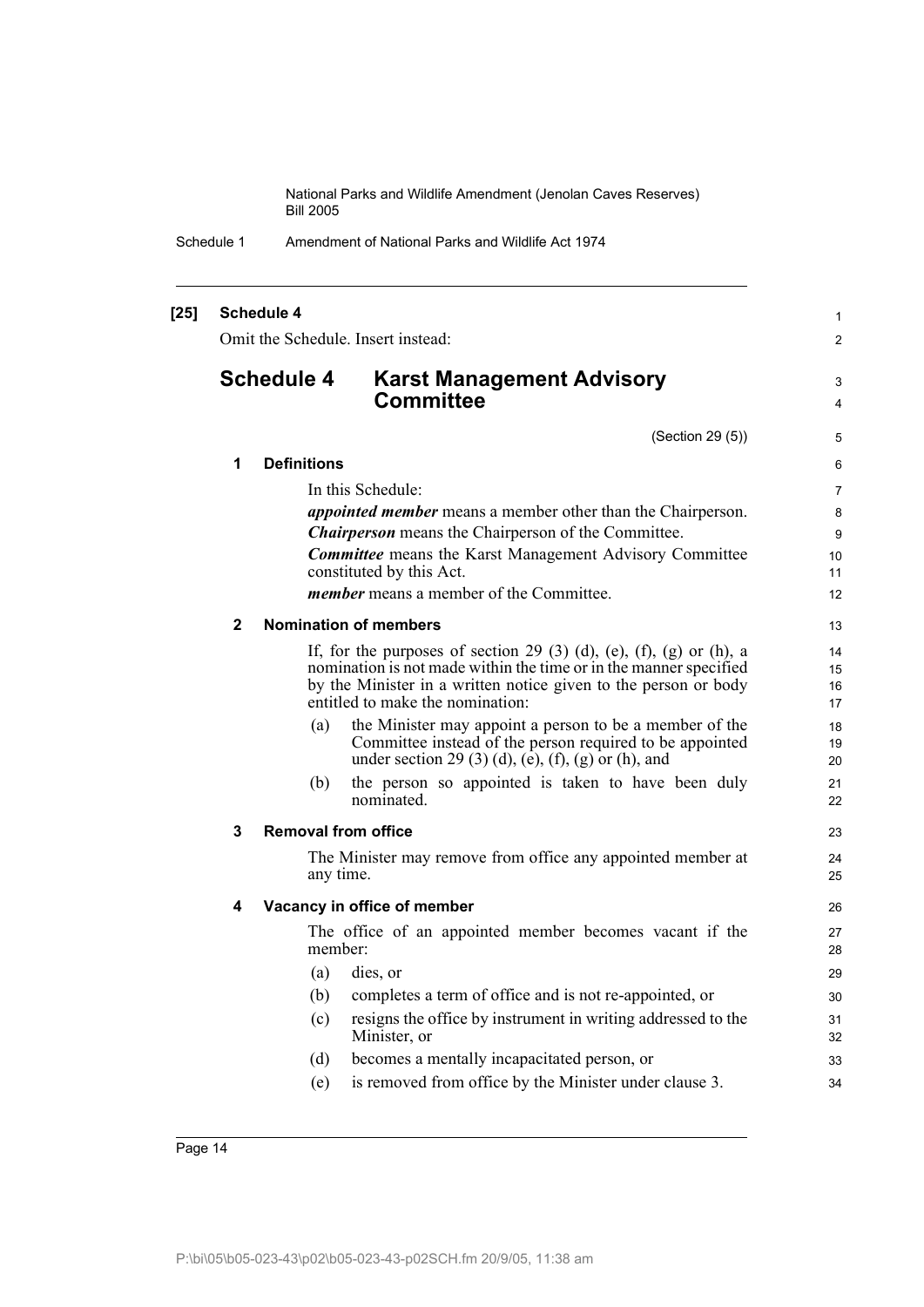**[25] Schedule 4**

Omit the Schedule. Insert instead:

# Schedule 4 Karst Management Advisory Committee

(Section 29 (5))

### 1 Definitions

In this Schedule:

***appointed member*** means a member other than the Chairperson.

***Chairperson*** means the Chairperson of the Committee.

***Committee*** means the Karst Management Advisory Committee constituted by this Act.

***member*** means a member of the Committee.

### 2 Nomination of members

If, for the purposes of section 29 (3) (d), (e), (f), (g) or (h), a nomination is not made within the time or in the manner specified by the Minister in a written notice given to the person or body entitled to make the nomination:

(a) the Minister may appoint a person to be a member of the Committee instead of the person required to be appointed under section 29 (3) (d), (e), (f), (g) or (h), and

(b) the person so appointed is taken to have been duly nominated.

### 3 Removal from office

The Minister may remove from office any appointed member at any time.

### 4 Vacancy in office of member

The office of an appointed member becomes vacant if the member:

(a) dies, or

(b) completes a term of office and is not re-appointed, or

(c) resigns the office by instrument in writing addressed to the Minister, or

(d) becomes a mentally incapacitated person, or

(e) is removed from office by the Minister under clause 3.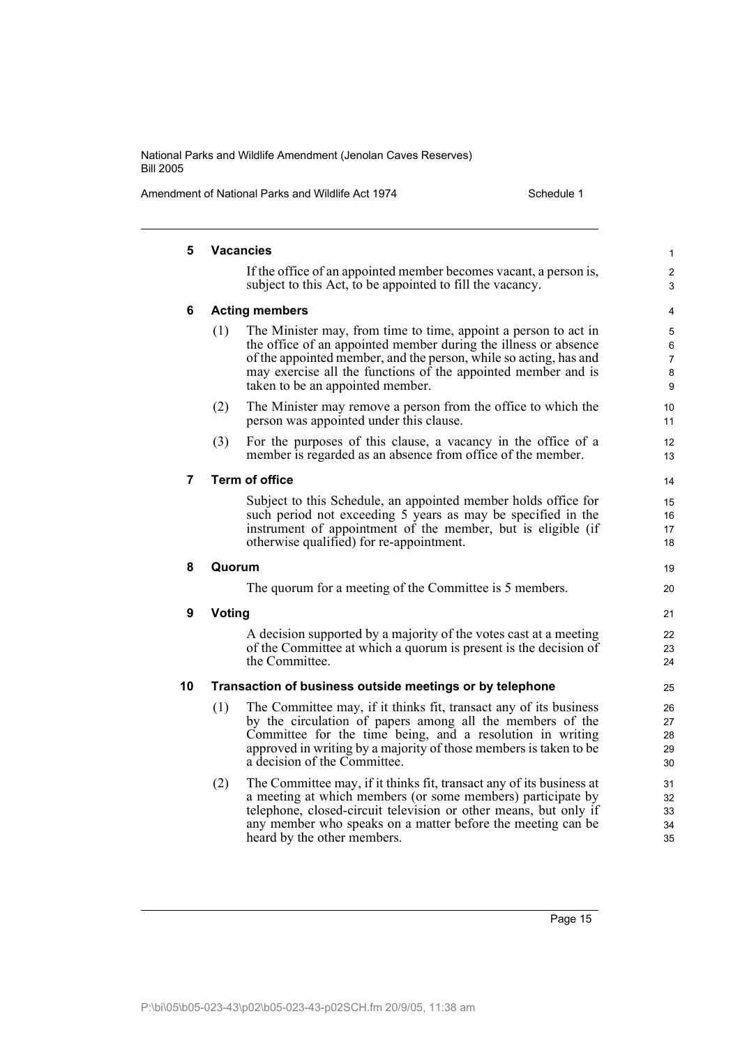**5 Vacancies**

If the office of an appointed member becomes vacant, a person is, subject to this Act, to be appointed to fill the vacancy.

**6 Acting members**

(1) The Minister may, from time to time, appoint a person to act in the office of an appointed member during the illness or absence of the appointed member, and the person, while so acting, has and may exercise all the functions of the appointed member and is taken to be an appointed member.

(2) The Minister may remove a person from the office to which the person was appointed under this clause.

(3) For the purposes of this clause, a vacancy in the office of a member is regarded as an absence from office of the member.

**7 Term of office**

Subject to this Schedule, an appointed member holds office for such period not exceeding 5 years as may be specified in the instrument of appointment of the member, but is eligible (if otherwise qualified) for re-appointment.

**8 Quorum**

The quorum for a meeting of the Committee is 5 members.

**9 Voting**

A decision supported by a majority of the votes cast at a meeting of the Committee at which a quorum is present is the decision of the Committee.

**10 Transaction of business outside meetings or by telephone**

(1) The Committee may, if it thinks fit, transact any of its business by the circulation of papers among all the members of the Committee for the time being, and a resolution in writing approved in writing by a majority of those members is taken to be a decision of the Committee.

(2) The Committee may, if it thinks fit, transact any of its business at a meeting at which members (or some members) participate by telephone, closed-circuit television or other means, but only if any member who speaks on a matter before the meeting can be heard by the other members.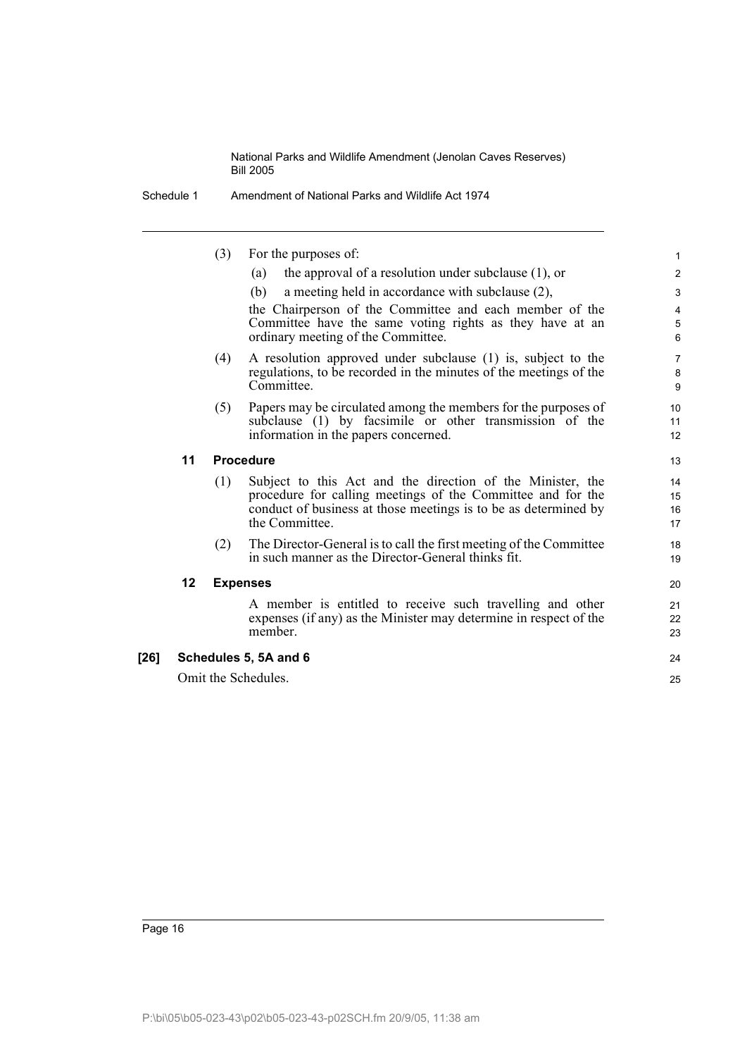(3) For the purposes of:

(a) the approval of a resolution under subclause (1), or

(b) a meeting held in accordance with subclause (2),

the Chairperson of the Committee and each member of the Committee have the same voting rights as they have at an ordinary meeting of the Committee.

(4) A resolution approved under subclause (1) is, subject to the regulations, to be recorded in the minutes of the meetings of the Committee.

(5) Papers may be circulated among the members for the purposes of subclause (1) by facsimile or other transmission of the information in the papers concerned.

### 11 Procedure

(1) Subject to this Act and the direction of the Minister, the procedure for calling meetings of the Committee and for the conduct of business at those meetings is to be as determined by the Committee.

(2) The Director-General is to call the first meeting of the Committee in such manner as the Director-General thinks fit.

### 12 Expenses

A member is entitled to receive such travelling and other expenses (if any) as the Minister may determine in respect of the member.

## [26] Schedules 5, 5A and 6

Omit the Schedules.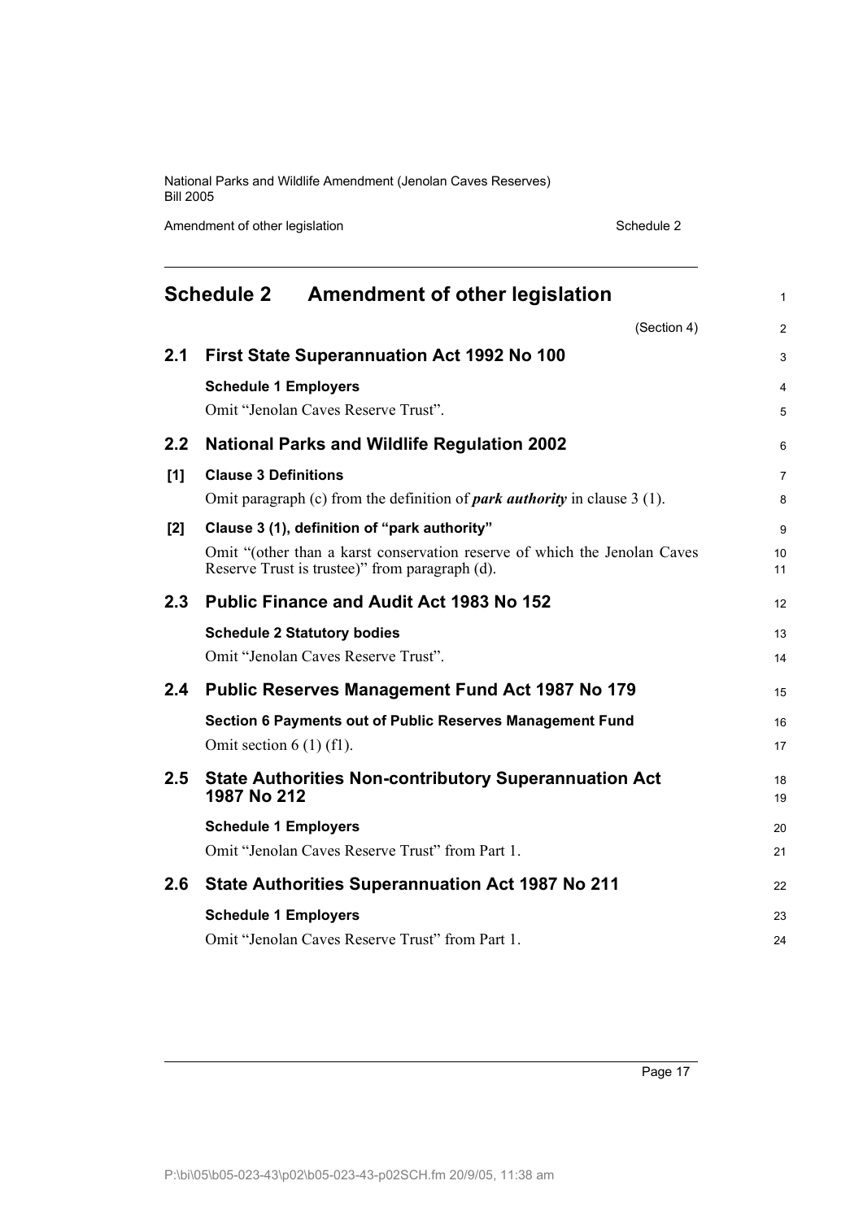# Schedule 2 Amendment of other legislation

(Section 4)

## 2.1 First State Superannuation Act 1992 No 100

**Schedule 1 Employers**

Omit "Jenolan Caves Reserve Trust".

## 2.2 National Parks and Wildlife Regulation 2002

**[1] Clause 3 Definitions**

Omit paragraph (c) from the definition of ***park authority*** in clause 3 (1).

**[2] Clause 3 (1), definition of "park authority"**

Omit "(other than a karst conservation reserve of which the Jenolan Caves Reserve Trust is trustee)" from paragraph (d).

## 2.3 Public Finance and Audit Act 1983 No 152

**Schedule 2 Statutory bodies**

Omit "Jenolan Caves Reserve Trust".

## 2.4 Public Reserves Management Fund Act 1987 No 179

**Section 6 Payments out of Public Reserves Management Fund**

Omit section 6 (1) (f1).

## 2.5 State Authorities Non-contributory Superannuation Act 1987 No 212

**Schedule 1 Employers**

Omit "Jenolan Caves Reserve Trust" from Part 1.

## 2.6 State Authorities Superannuation Act 1987 No 211

**Schedule 1 Employers**

Omit "Jenolan Caves Reserve Trust" from Part 1.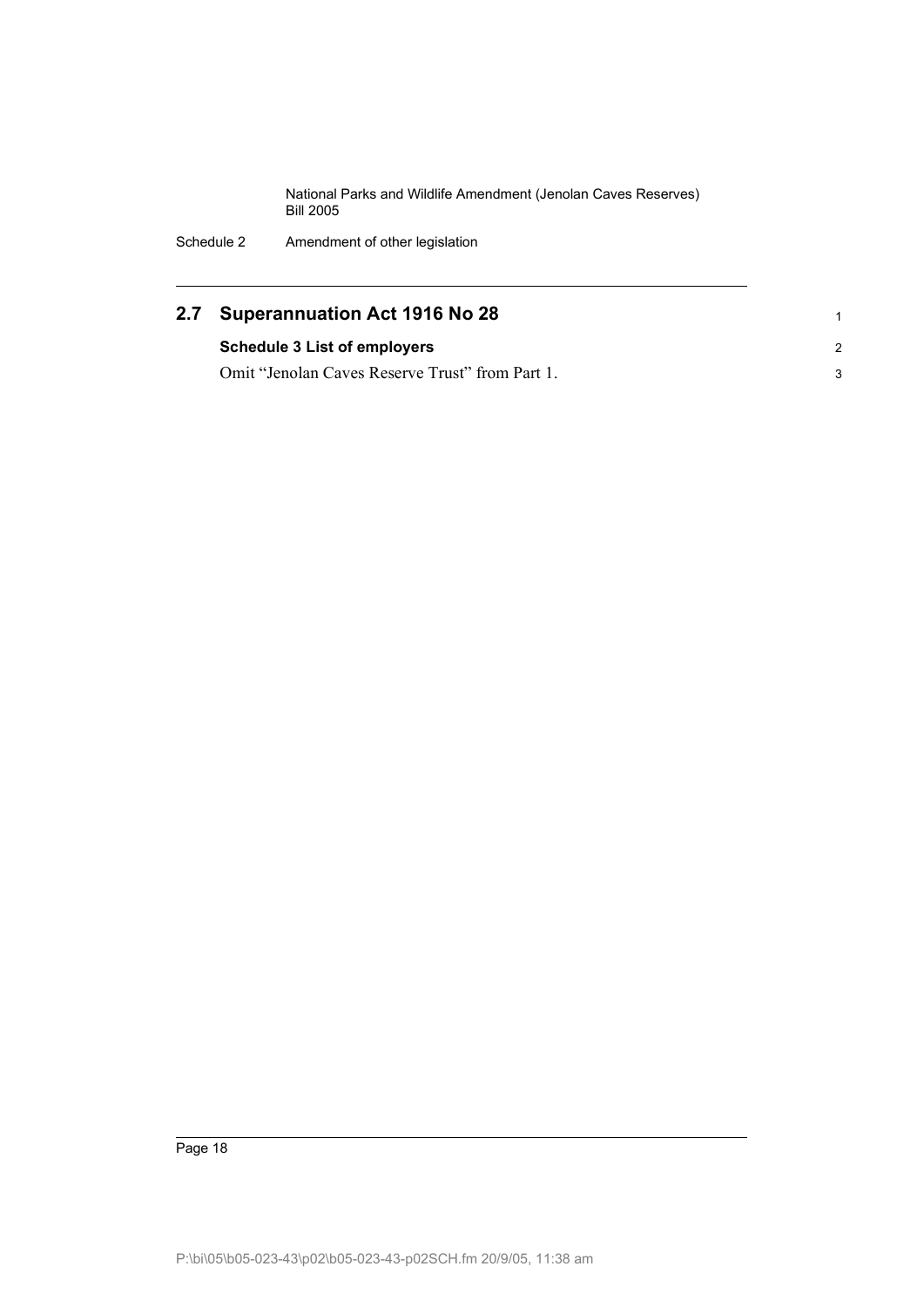## 2.7 Superannuation Act 1916 No 28

**Schedule 3 List of employers**

Omit "Jenolan Caves Reserve Trust" from Part 1.